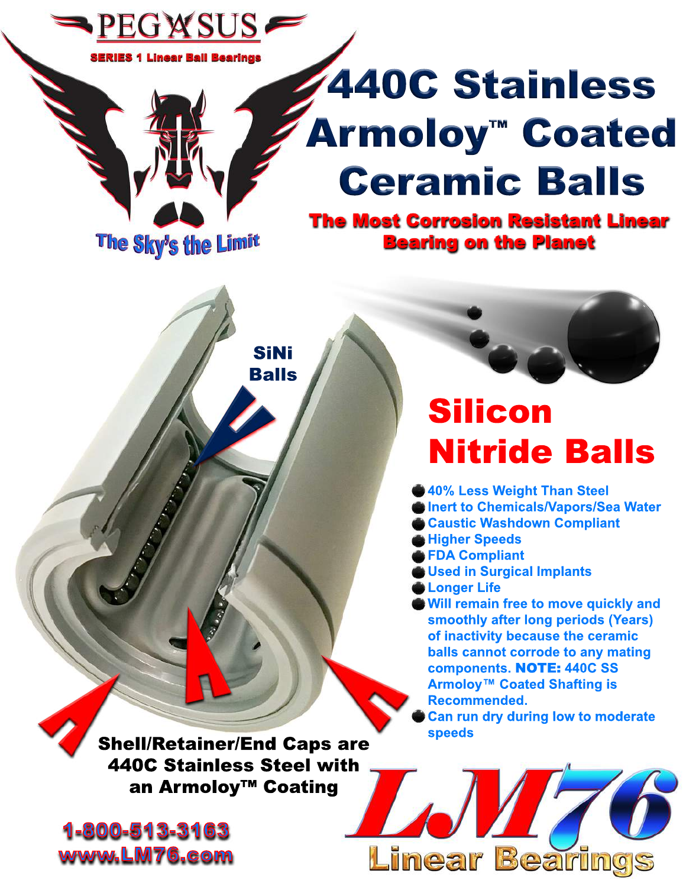PEGASUS

SERIES 1 Linear Ball Bearings

The Sky's the Limit

# 440C Stainless Armoloy™ Coated Ceramic Balls

**The Most Corrosion Resistant Linear Bearing on the Planet**

SiNi Balls

## Silicon Nitride Balls

- 40% Less Weight Than Steel
- Inert to Chemicals/Vapors/Sea Water
- Caustic Washdown Compliant
- Higher Speeds
- FDA Compliant
- Used in Surgical Implants
- Longer Life
- Will remain free to move quickly and smoothly after long periods (Years) of inactivity because the ceramic balls cannot corrode to any mating components. **NOTE:** 440C SS Armoloy™ Coated Shafting is Recommended.
- Can run dry during low to moderate speeds

**Shell/Retainer/End Caps are 440C Stainless Steel with an Armoloy™ Coating**

1-800-513-3163
www.LM76.com

LM76 Linear Bearings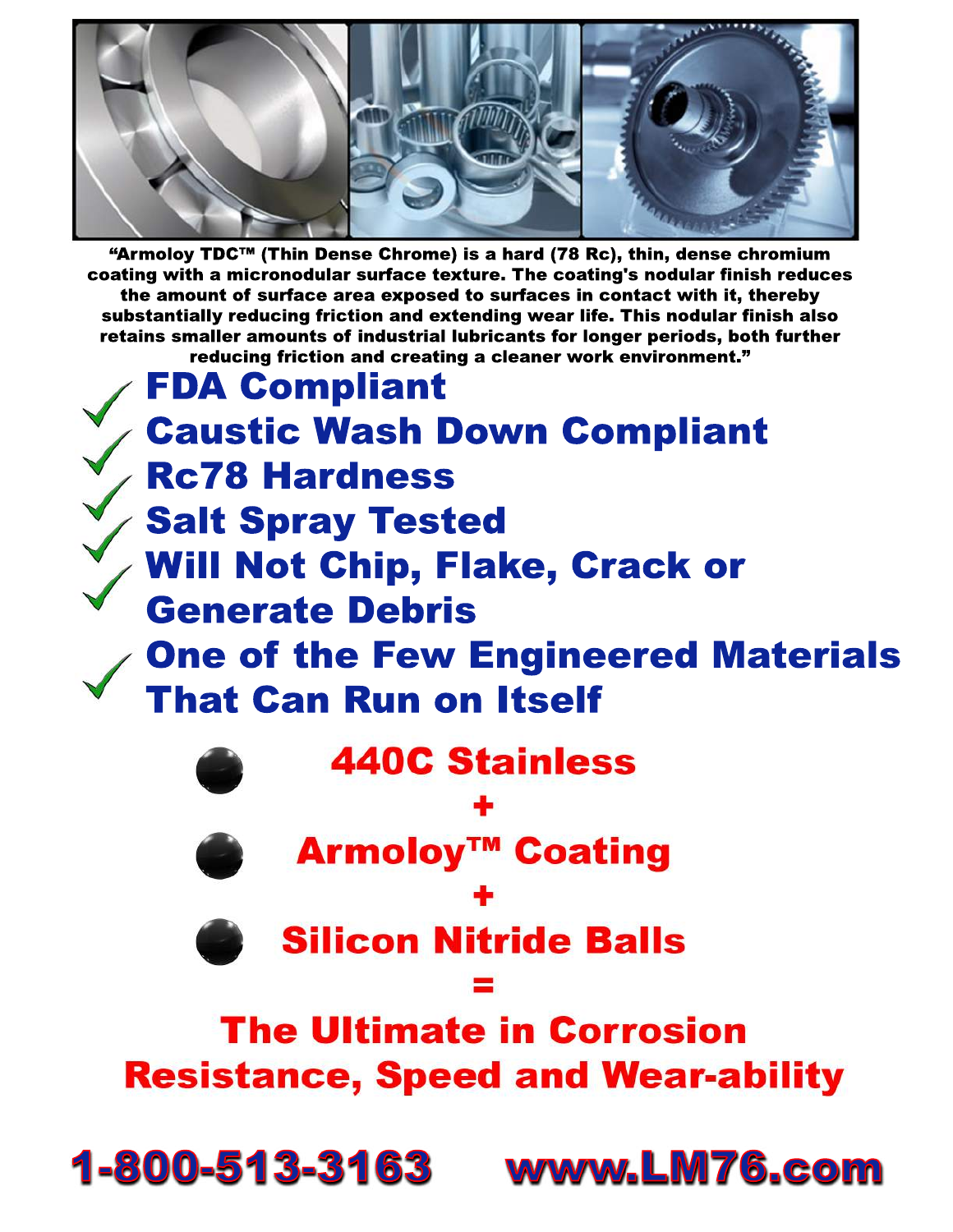"Armoloy TDC™ (Thin Dense Chrome) is a hard (78 Rc), thin, dense chromium coating with a micronodular surface texture. The coating's nodular finish reduces the amount of surface area exposed to surfaces in contact with it, thereby substantially reducing friction and extending wear life. This nodular finish also retains smaller amounts of industrial lubricants for longer periods, both further reducing friction and creating a cleaner work environment."

- ✓ **FDA Compliant**
- ✓ **Caustic Wash Down Compliant**
- ✓ **Rc78 Hardness**
- ✓ **Salt Spray Tested**
- ✓ **Will Not Chip, Flake, Crack or Generate Debris**
- ✓ **One of the Few Engineered Materials That Can Run on Itself**

**440C Stainless**

**+**

**Armoloy™ Coating**

**+**

**Silicon Nitride Balls**

**=**

**The Ultimate in Corrosion Resistance, Speed and Wear-ability**

**1-800-513-3163 www.LM76.com**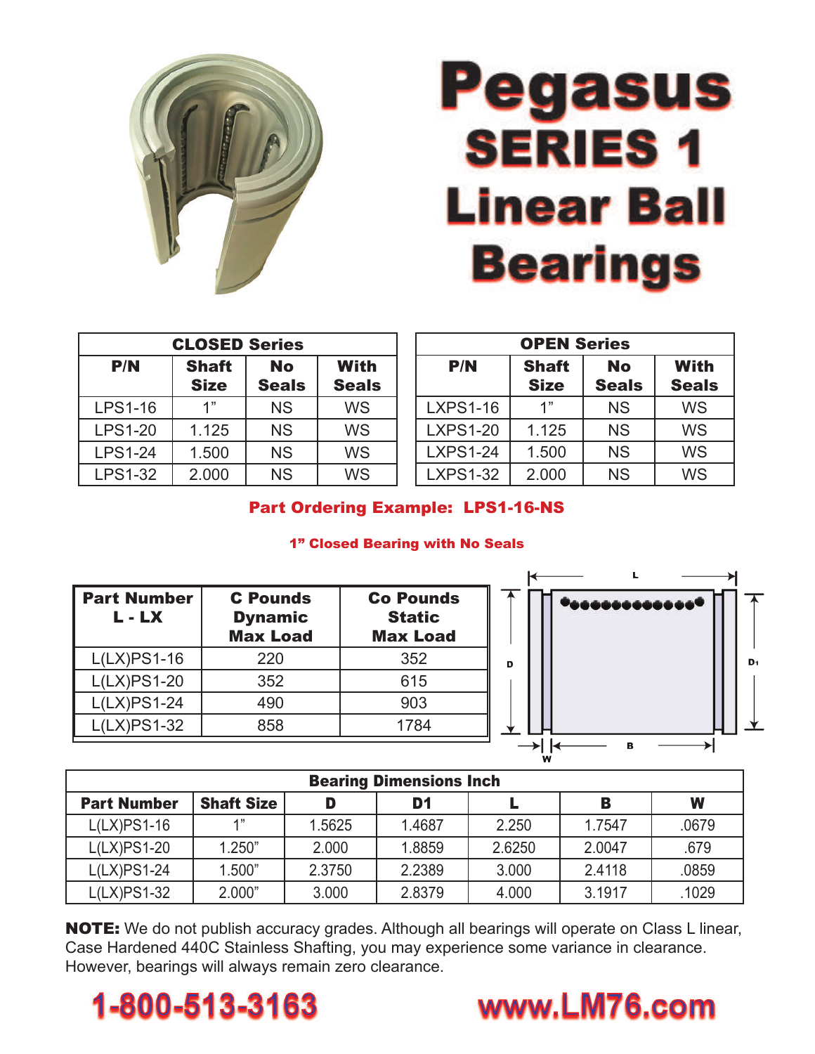# Pegasus SERIES 1 Linear Ball Bearings

| CLOSED Series | | | |
|---|---|---|---|
| **P/N** | **Shaft Size** | **No Seals** | **With Seals** |
| LPS1-16 | 1” | NS | WS |
| LPS1-20 | 1.125 | NS | WS |
| LPS1-24 | 1.500 | NS | WS |
| LPS1-32 | 2.000 | NS | WS |

| OPEN Series | | | |
|---|---|---|---|
| **P/N** | **Shaft Size** | **No Seals** | **With Seals** |
| LXPS1-16 | 1” | NS | WS |
| LXPS1-20 | 1.125 | NS | WS |
| LXPS1-24 | 1.500 | NS | WS |
| LXPS1-32 | 2.000 | NS | WS |

**Part Ordering Example: LPS1-16-NS**

**1” Closed Bearing with No Seals**

| Part Number L - LX | C Pounds Dynamic Max Load | Co Pounds Static Max Load |
|---|---|---|
| L(LX)PS1-16 | 220 | 352 |
| L(LX)PS1-20 | 352 | 615 |
| L(LX)PS1-24 | 490 | 903 |
| L(LX)PS1-32 | 858 | 1784 |

| Bearing Dimensions Inch | | | | | | |
|---|---|---|---|---|---|---|
| **Part Number** | **Shaft Size** | **D** | **D1** | **L** | **B** | **W** |
| L(LX)PS1-16 | 1” | 1.5625 | 1.4687 | 2.250 | 1.7547 | .0679 |
| L(LX)PS1-20 | 1.250” | 2.000 | 1.8859 | 2.6250 | 2.0047 | .679 |
| L(LX)PS1-24 | 1.500” | 2.3750 | 2.2389 | 3.000 | 2.4118 | .0859 |
| L(LX)PS1-32 | 2.000” | 3.000 | 2.8379 | 4.000 | 3.1917 | .1029 |

**NOTE:** We do not publish accuracy grades. Although all bearings will operate on Class L linear, Case Hardened 440C Stainless Shafting, you may experience some variance in clearance. However, bearings will always remain zero clearance.

**1-800-513-3163** **www.LM76.com**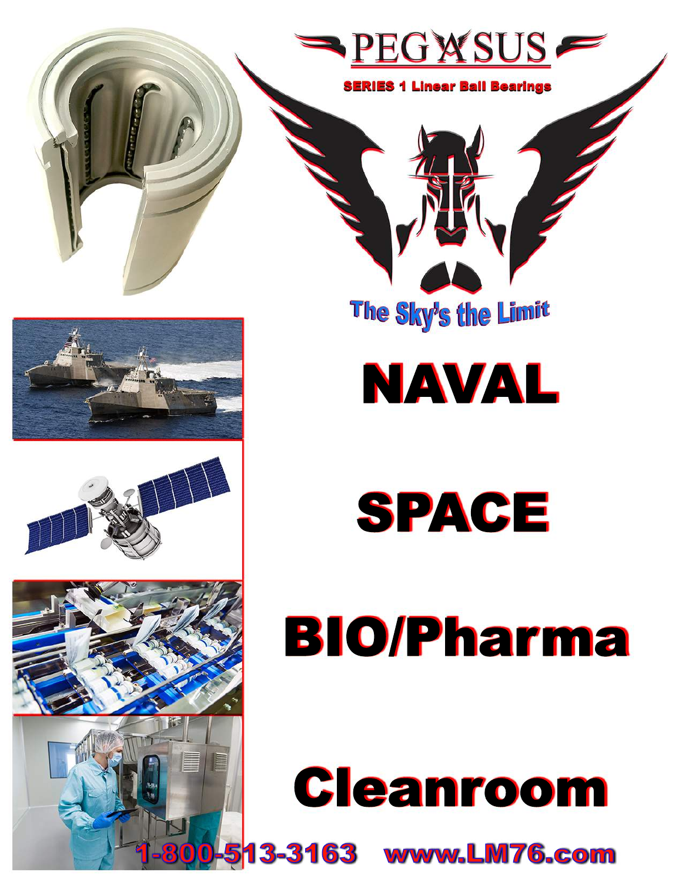# PEGASUS

**SERIES 1 Linear Ball Bearings**

The Sky's the Limit

# NAVAL

# SPACE

# BIO/Pharma

# Cleanroom

1-800-513-3163 www.LM76.com